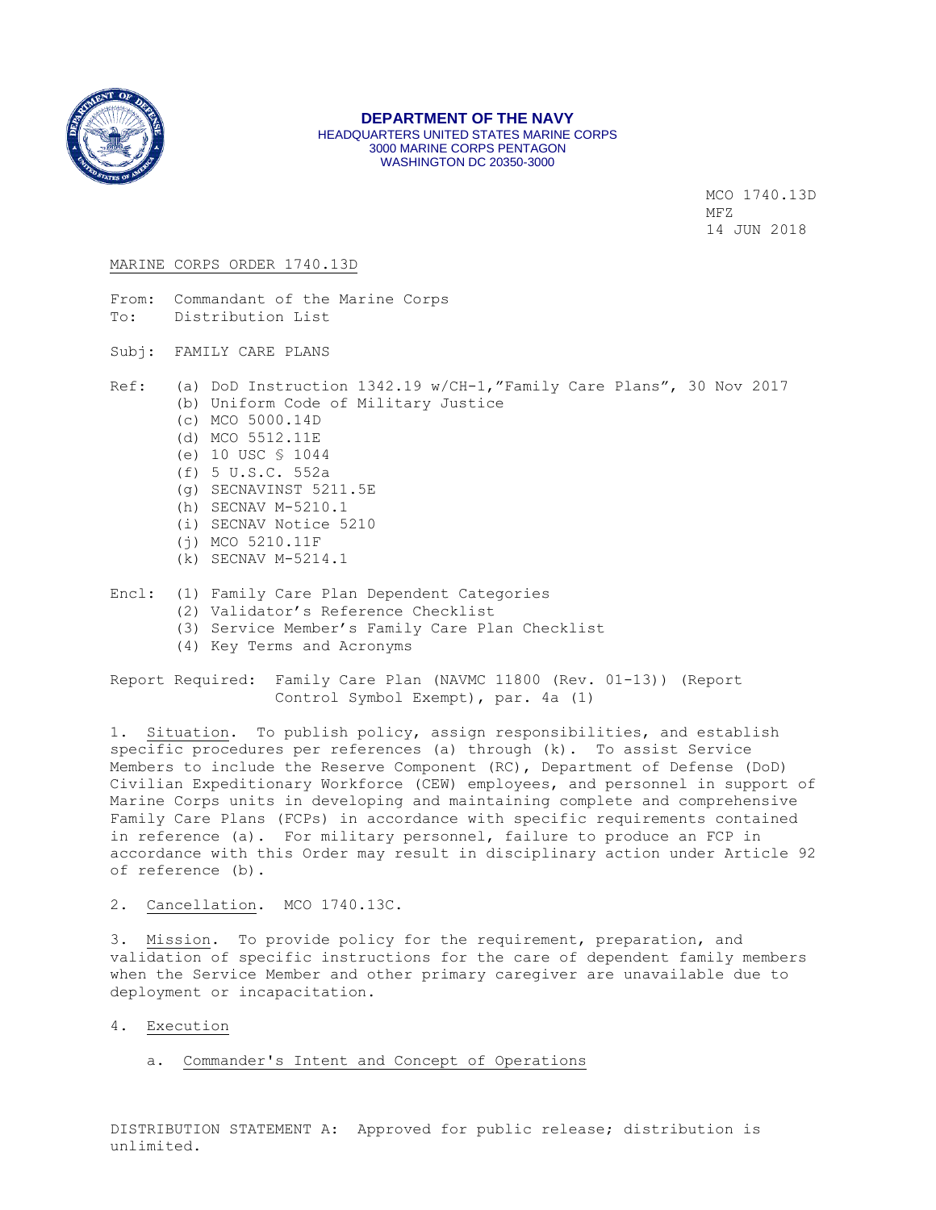**DEPARTMENT OF THE NAVY**
HEADQUARTERS UNITED STATES MARINE CORPS
3000 MARINE CORPS PENTAGON
WASHINGTON DC 20350-3000

MCO 1740.13D
MFZ
14 JUN 2018

MARINE CORPS ORDER 1740.13D

From: Commandant of the Marine Corps
To: Distribution List

Subj: FAMILY CARE PLANS

Ref: (a) DoD Instruction 1342.19 w/CH-1,"Family Care Plans", 30 Nov 2017
(b) Uniform Code of Military Justice
(c) MCO 5000.14D
(d) MCO 5512.11E
(e) 10 USC § 1044
(f) 5 U.S.C. 552a
(g) SECNAVINST 5211.5E
(h) SECNAV M-5210.1
(i) SECNAV Notice 5210
(j) MCO 5210.11F
(k) SECNAV M-5214.1

Encl: (1) Family Care Plan Dependent Categories
(2) Validator's Reference Checklist
(3) Service Member's Family Care Plan Checklist
(4) Key Terms and Acronyms

Report Required: Family Care Plan (NAVMC 11800 (Rev. 01-13)) (Report Control Symbol Exempt), par. 4a (1)

1. Situation. To publish policy, assign responsibilities, and establish specific procedures per references (a) through (k). To assist Service Members to include the Reserve Component (RC), Department of Defense (DoD) Civilian Expeditionary Workforce (CEW) employees, and personnel in support of Marine Corps units in developing and maintaining complete and comprehensive Family Care Plans (FCPs) in accordance with specific requirements contained in reference (a). For military personnel, failure to produce an FCP in accordance with this Order may result in disciplinary action under Article 92 of reference (b).

2. Cancellation. MCO 1740.13C.

3. Mission. To provide policy for the requirement, preparation, and validation of specific instructions for the care of dependent family members when the Service Member and other primary caregiver are unavailable due to deployment or incapacitation.

4. Execution

a. Commander's Intent and Concept of Operations

DISTRIBUTION STATEMENT A: Approved for public release; distribution is unlimited.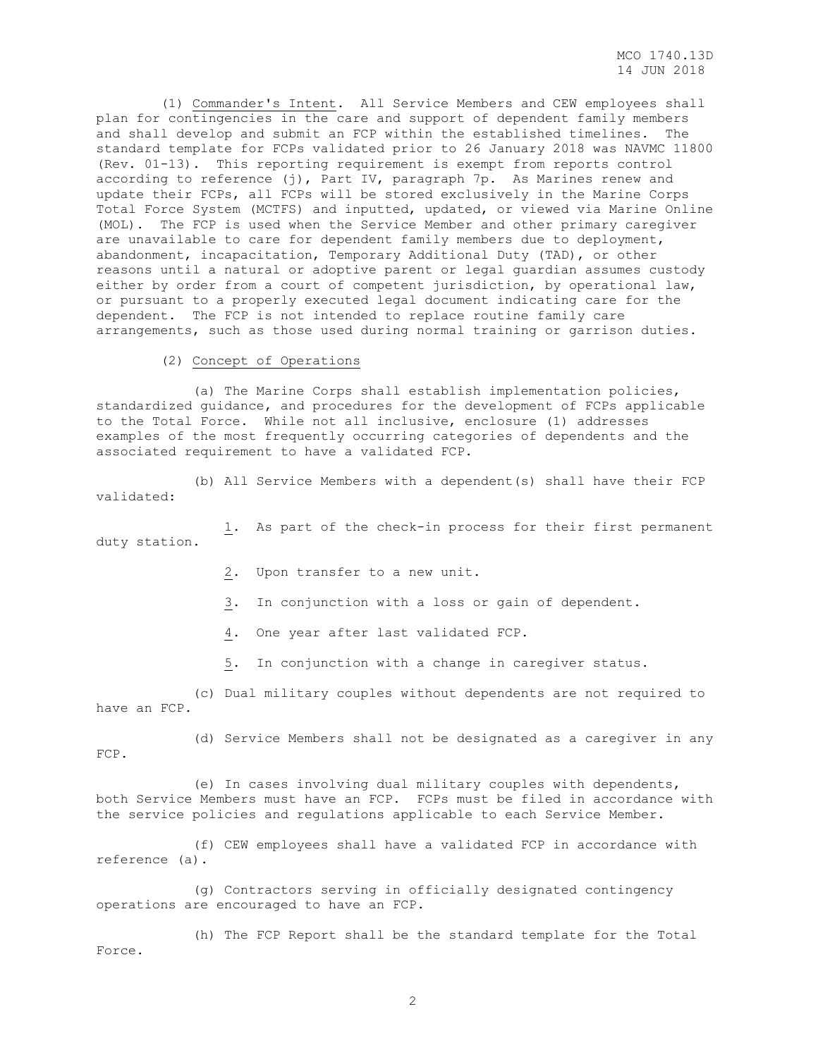(1) Commander's Intent. All Service Members and CEW employees shall plan for contingencies in the care and support of dependent family members and shall develop and submit an FCP within the established timelines. The standard template for FCPs validated prior to 26 January 2018 was NAVMC 11800 (Rev. 01-13). This reporting requirement is exempt from reports control according to reference (j), Part IV, paragraph 7p. As Marines renew and update their FCPs, all FCPs will be stored exclusively in the Marine Corps Total Force System (MCTFS) and inputted, updated, or viewed via Marine Online (MOL). The FCP is used when the Service Member and other primary caregiver are unavailable to care for dependent family members due to deployment, abandonment, incapacitation, Temporary Additional Duty (TAD), or other reasons until a natural or adoptive parent or legal guardian assumes custody either by order from a court of competent jurisdiction, by operational law, or pursuant to a properly executed legal document indicating care for the dependent. The FCP is not intended to replace routine family care arrangements, such as those used during normal training or garrison duties.

(2) Concept of Operations

(a) The Marine Corps shall establish implementation policies, standardized guidance, and procedures for the development of FCPs applicable to the Total Force. While not all inclusive, enclosure (1) addresses examples of the most frequently occurring categories of dependents and the associated requirement to have a validated FCP.

(b) All Service Members with a dependent(s) shall have their FCP validated:

1. As part of the check-in process for their first permanent duty station.

2. Upon transfer to a new unit.

3. In conjunction with a loss or gain of dependent.

4. One year after last validated FCP.

5. In conjunction with a change in caregiver status.

(c) Dual military couples without dependents are not required to have an FCP.

(d) Service Members shall not be designated as a caregiver in any FCP.

(e) In cases involving dual military couples with dependents, both Service Members must have an FCP. FCPs must be filed in accordance with the service policies and regulations applicable to each Service Member.

(f) CEW employees shall have a validated FCP in accordance with reference (a).

(g) Contractors serving in officially designated contingency operations are encouraged to have an FCP.

(h) The FCP Report shall be the standard template for the Total Force.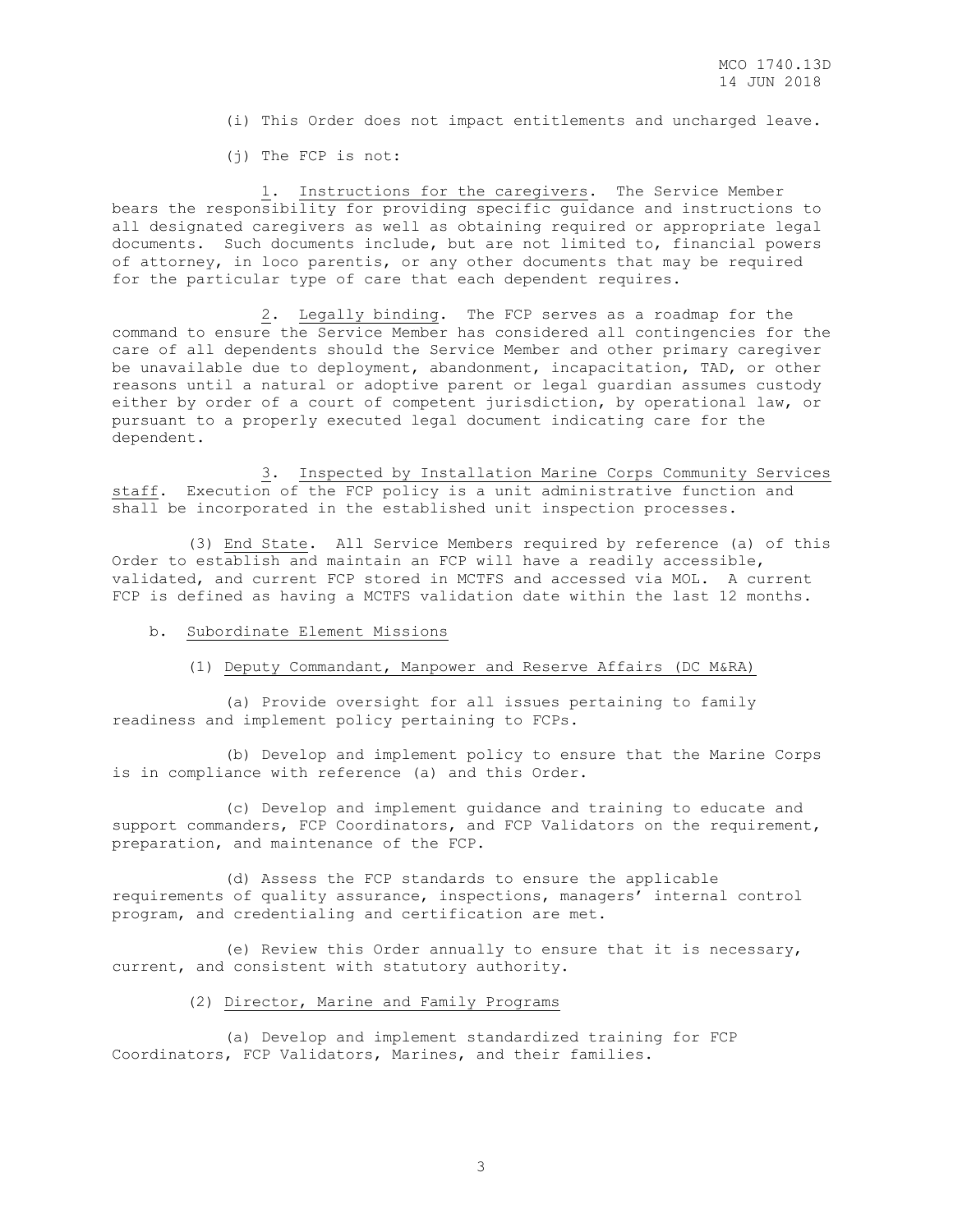(i) This Order does not impact entitlements and uncharged leave.

(j) The FCP is not:

1. Instructions for the caregivers. The Service Member bears the responsibility for providing specific guidance and instructions to all designated caregivers as well as obtaining required or appropriate legal documents. Such documents include, but are not limited to, financial powers of attorney, in loco parentis, or any other documents that may be required for the particular type of care that each dependent requires.

2. Legally binding. The FCP serves as a roadmap for the command to ensure the Service Member has considered all contingencies for the care of all dependents should the Service Member and other primary caregiver be unavailable due to deployment, abandonment, incapacitation, TAD, or other reasons until a natural or adoptive parent or legal guardian assumes custody either by order of a court of competent jurisdiction, by operational law, or pursuant to a properly executed legal document indicating care for the dependent.

3. Inspected by Installation Marine Corps Community Services staff. Execution of the FCP policy is a unit administrative function and shall be incorporated in the established unit inspection processes.

(3) End State. All Service Members required by reference (a) of this Order to establish and maintain an FCP will have a readily accessible, validated, and current FCP stored in MCTFS and accessed via MOL. A current FCP is defined as having a MCTFS validation date within the last 12 months.

b. Subordinate Element Missions

(1) Deputy Commandant, Manpower and Reserve Affairs (DC M&RA)

(a) Provide oversight for all issues pertaining to family readiness and implement policy pertaining to FCPs.

(b) Develop and implement policy to ensure that the Marine Corps is in compliance with reference (a) and this Order.

(c) Develop and implement guidance and training to educate and support commanders, FCP Coordinators, and FCP Validators on the requirement, preparation, and maintenance of the FCP.

(d) Assess the FCP standards to ensure the applicable requirements of quality assurance, inspections, managers' internal control program, and credentialing and certification are met.

(e) Review this Order annually to ensure that it is necessary, current, and consistent with statutory authority.

(2) Director, Marine and Family Programs

(a) Develop and implement standardized training for FCP Coordinators, FCP Validators, Marines, and their families.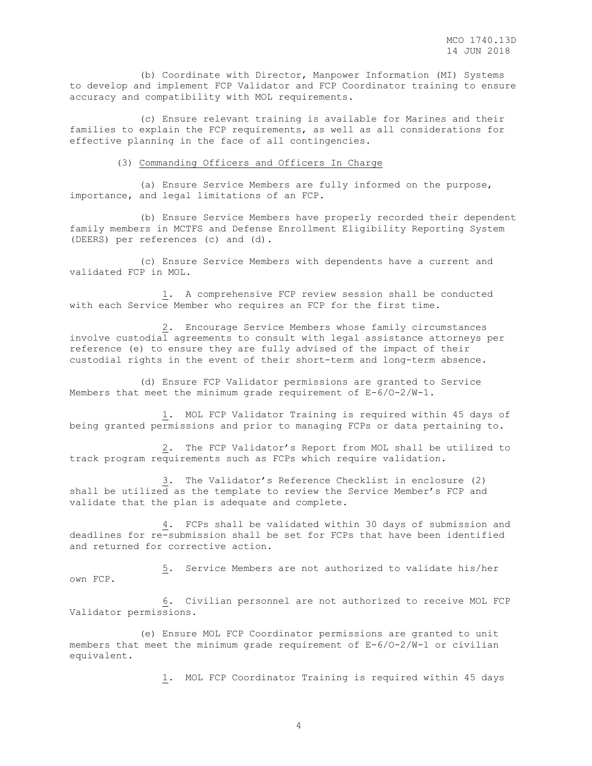(b) Coordinate with Director, Manpower Information (MI) Systems to develop and implement FCP Validator and FCP Coordinator training to ensure accuracy and compatibility with MOL requirements.

(c) Ensure relevant training is available for Marines and their families to explain the FCP requirements, as well as all considerations for effective planning in the face of all contingencies.

(3) Commanding Officers and Officers In Charge

(a) Ensure Service Members are fully informed on the purpose, importance, and legal limitations of an FCP.

(b) Ensure Service Members have properly recorded their dependent family members in MCTFS and Defense Enrollment Eligibility Reporting System (DEERS) per references (c) and (d).

(c) Ensure Service Members with dependents have a current and validated FCP in MOL.

1. A comprehensive FCP review session shall be conducted with each Service Member who requires an FCP for the first time.

2. Encourage Service Members whose family circumstances involve custodial agreements to consult with legal assistance attorneys per reference (e) to ensure they are fully advised of the impact of their custodial rights in the event of their short-term and long-term absence.

(d) Ensure FCP Validator permissions are granted to Service Members that meet the minimum grade requirement of E-6/O-2/W-1.

1. MOL FCP Validator Training is required within 45 days of being granted permissions and prior to managing FCPs or data pertaining to.

2. The FCP Validator's Report from MOL shall be utilized to track program requirements such as FCPs which require validation.

3. The Validator's Reference Checklist in enclosure (2) shall be utilized as the template to review the Service Member's FCP and validate that the plan is adequate and complete.

4. FCPs shall be validated within 30 days of submission and deadlines for re-submission shall be set for FCPs that have been identified and returned for corrective action.

5. Service Members are not authorized to validate his/her own FCP.

6. Civilian personnel are not authorized to receive MOL FCP Validator permissions.

(e) Ensure MOL FCP Coordinator permissions are granted to unit members that meet the minimum grade requirement of E-6/O-2/W-1 or civilian equivalent.

1. MOL FCP Coordinator Training is required within 45 days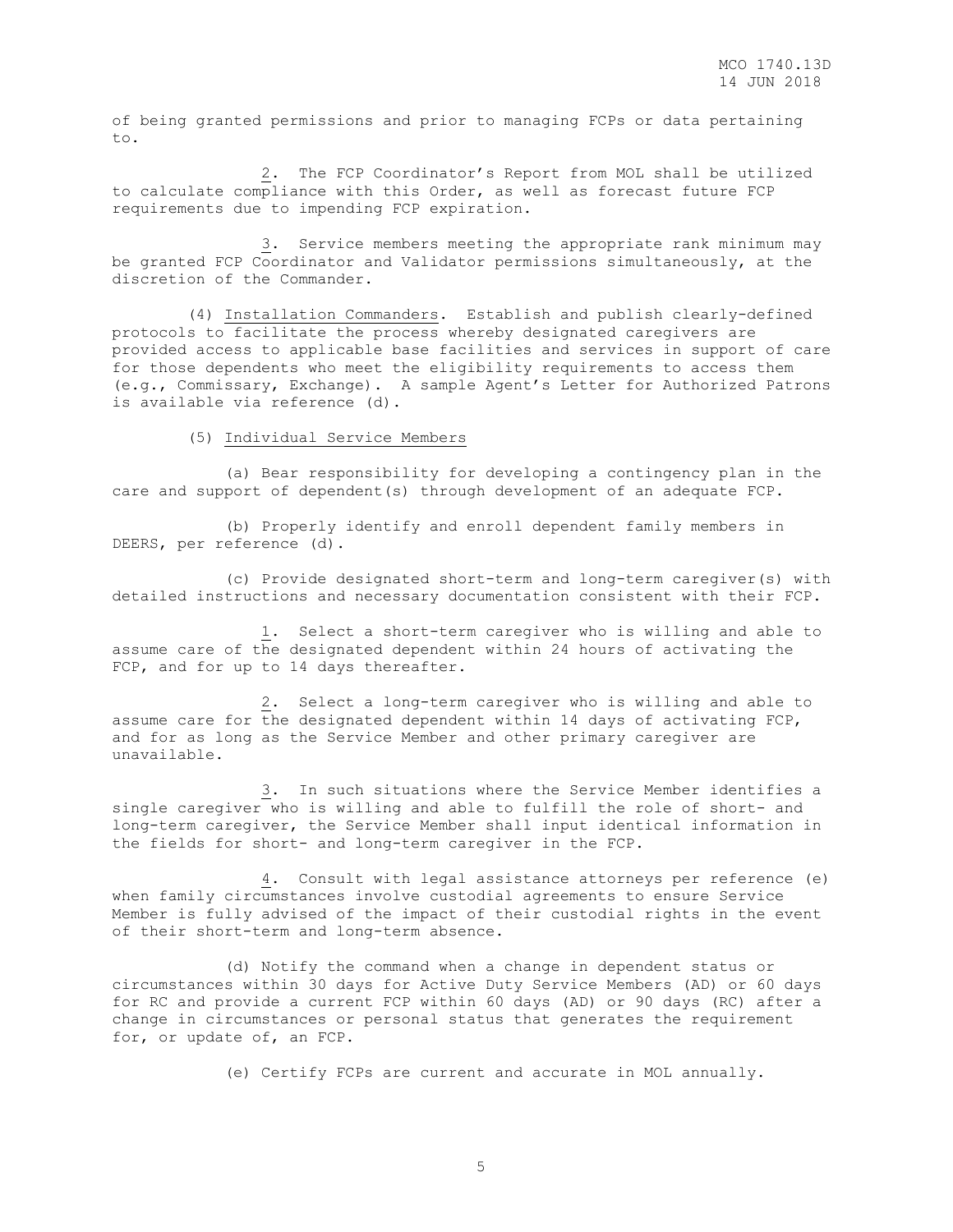of being granted permissions and prior to managing FCPs or data pertaining to.

2. The FCP Coordinator's Report from MOL shall be utilized to calculate compliance with this Order, as well as forecast future FCP requirements due to impending FCP expiration.

3. Service members meeting the appropriate rank minimum may be granted FCP Coordinator and Validator permissions simultaneously, at the discretion of the Commander.

(4) Installation Commanders. Establish and publish clearly-defined protocols to facilitate the process whereby designated caregivers are provided access to applicable base facilities and services in support of care for those dependents who meet the eligibility requirements to access them (e.g., Commissary, Exchange). A sample Agent's Letter for Authorized Patrons is available via reference (d).

(5) Individual Service Members

(a) Bear responsibility for developing a contingency plan in the care and support of dependent(s) through development of an adequate FCP.

(b) Properly identify and enroll dependent family members in DEERS, per reference (d).

(c) Provide designated short-term and long-term caregiver(s) with detailed instructions and necessary documentation consistent with their FCP.

1. Select a short-term caregiver who is willing and able to assume care of the designated dependent within 24 hours of activating the FCP, and for up to 14 days thereafter.

2. Select a long-term caregiver who is willing and able to assume care for the designated dependent within 14 days of activating FCP, and for as long as the Service Member and other primary caregiver are unavailable.

3. In such situations where the Service Member identifies a single caregiver who is willing and able to fulfill the role of short- and long-term caregiver, the Service Member shall input identical information in the fields for short- and long-term caregiver in the FCP.

4. Consult with legal assistance attorneys per reference (e) when family circumstances involve custodial agreements to ensure Service Member is fully advised of the impact of their custodial rights in the event of their short-term and long-term absence.

(d) Notify the command when a change in dependent status or circumstances within 30 days for Active Duty Service Members (AD) or 60 days for RC and provide a current FCP within 60 days (AD) or 90 days (RC) after a change in circumstances or personal status that generates the requirement for, or update of, an FCP.

(e) Certify FCPs are current and accurate in MOL annually.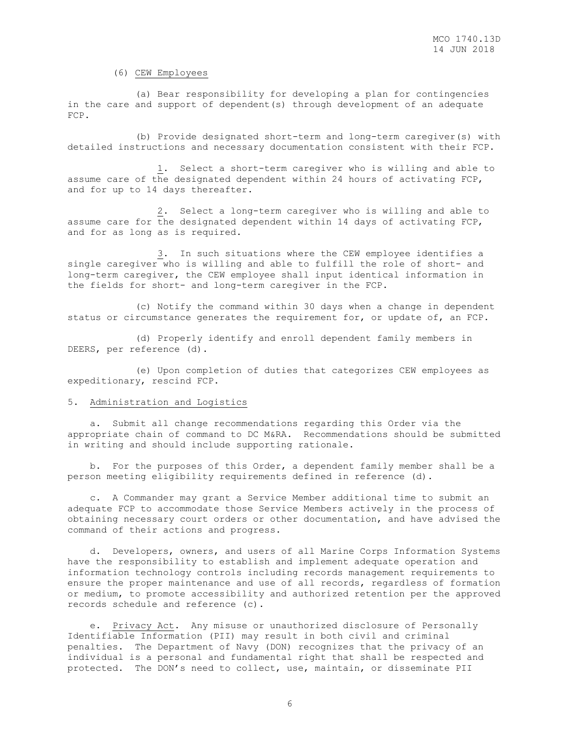(6) CEW Employees

(a) Bear responsibility for developing a plan for contingencies in the care and support of dependent(s) through development of an adequate FCP.

(b) Provide designated short-term and long-term caregiver(s) with detailed instructions and necessary documentation consistent with their FCP.

1. Select a short-term caregiver who is willing and able to assume care of the designated dependent within 24 hours of activating FCP, and for up to 14 days thereafter.

2. Select a long-term caregiver who is willing and able to assume care for the designated dependent within 14 days of activating FCP, and for as long as is required.

3. In such situations where the CEW employee identifies a single caregiver who is willing and able to fulfill the role of short- and long-term caregiver, the CEW employee shall input identical information in the fields for short- and long-term caregiver in the FCP.

(c) Notify the command within 30 days when a change in dependent status or circumstance generates the requirement for, or update of, an FCP.

(d) Properly identify and enroll dependent family members in DEERS, per reference (d).

(e) Upon completion of duties that categorizes CEW employees as expeditionary, rescind FCP.

5. Administration and Logistics

a. Submit all change recommendations regarding this Order via the appropriate chain of command to DC M&RA. Recommendations should be submitted in writing and should include supporting rationale.

b. For the purposes of this Order, a dependent family member shall be a person meeting eligibility requirements defined in reference (d).

c. A Commander may grant a Service Member additional time to submit an adequate FCP to accommodate those Service Members actively in the process of obtaining necessary court orders or other documentation, and have advised the command of their actions and progress.

d. Developers, owners, and users of all Marine Corps Information Systems have the responsibility to establish and implement adequate operation and information technology controls including records management requirements to ensure the proper maintenance and use of all records, regardless of formation or medium, to promote accessibility and authorized retention per the approved records schedule and reference (c).

e. Privacy Act. Any misuse or unauthorized disclosure of Personally Identifiable Information (PII) may result in both civil and criminal penalties. The Department of Navy (DON) recognizes that the privacy of an individual is a personal and fundamental right that shall be respected and protected. The DON's need to collect, use, maintain, or disseminate PII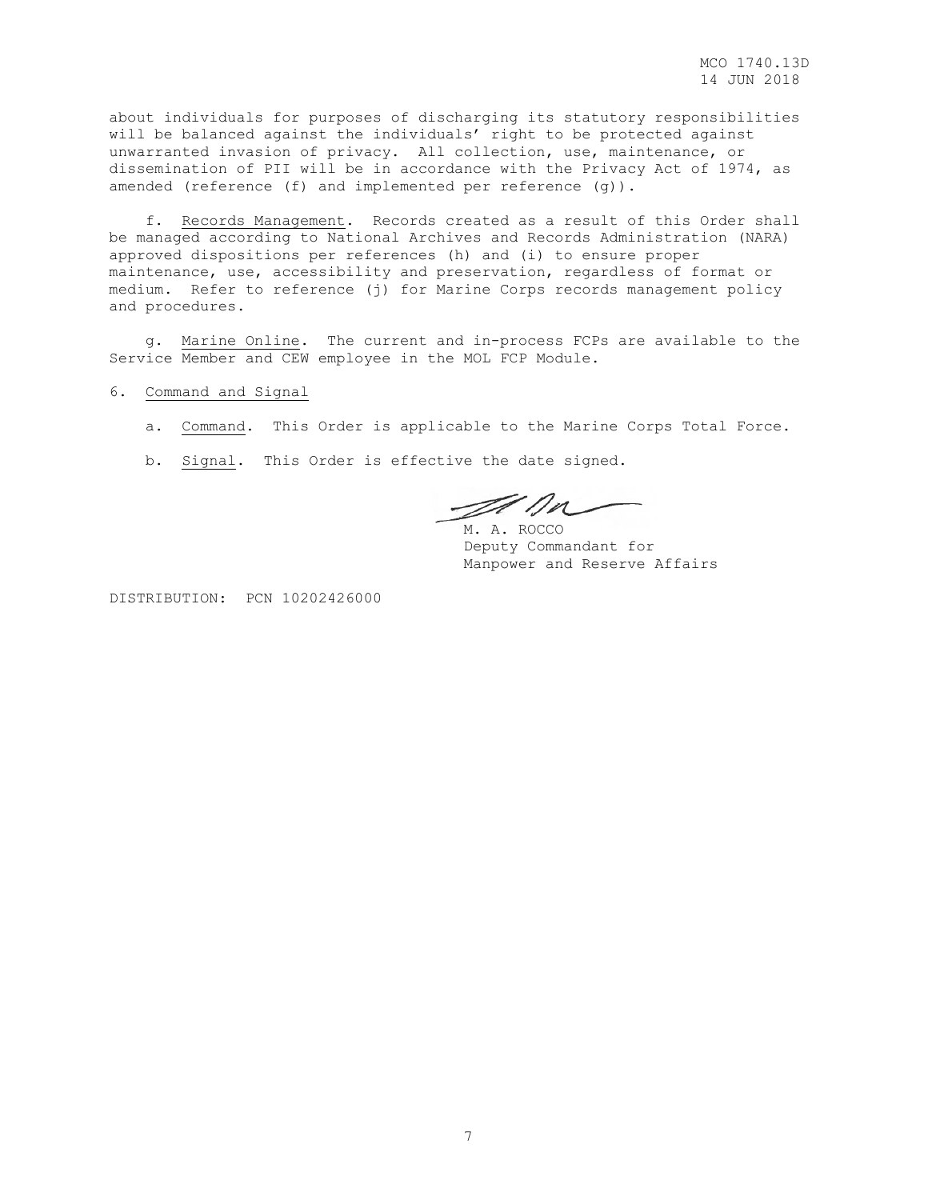about individuals for purposes of discharging its statutory responsibilities will be balanced against the individuals' right to be protected against unwarranted invasion of privacy. All collection, use, maintenance, or dissemination of PII will be in accordance with the Privacy Act of 1974, as amended (reference (f) and implemented per reference (g)).

f. Records Management. Records created as a result of this Order shall be managed according to National Archives and Records Administration (NARA) approved dispositions per references (h) and (i) to ensure proper maintenance, use, accessibility and preservation, regardless of format or medium. Refer to reference (j) for Marine Corps records management policy and procedures.

g. Marine Online. The current and in-process FCPs are available to the Service Member and CEW employee in the MOL FCP Module.

6. Command and Signal

a. Command. This Order is applicable to the Marine Corps Total Force.

b. Signal. This Order is effective the date signed.

M. A. ROCCO
Deputy Commandant for
Manpower and Reserve Affairs

DISTRIBUTION: PCN 10202426000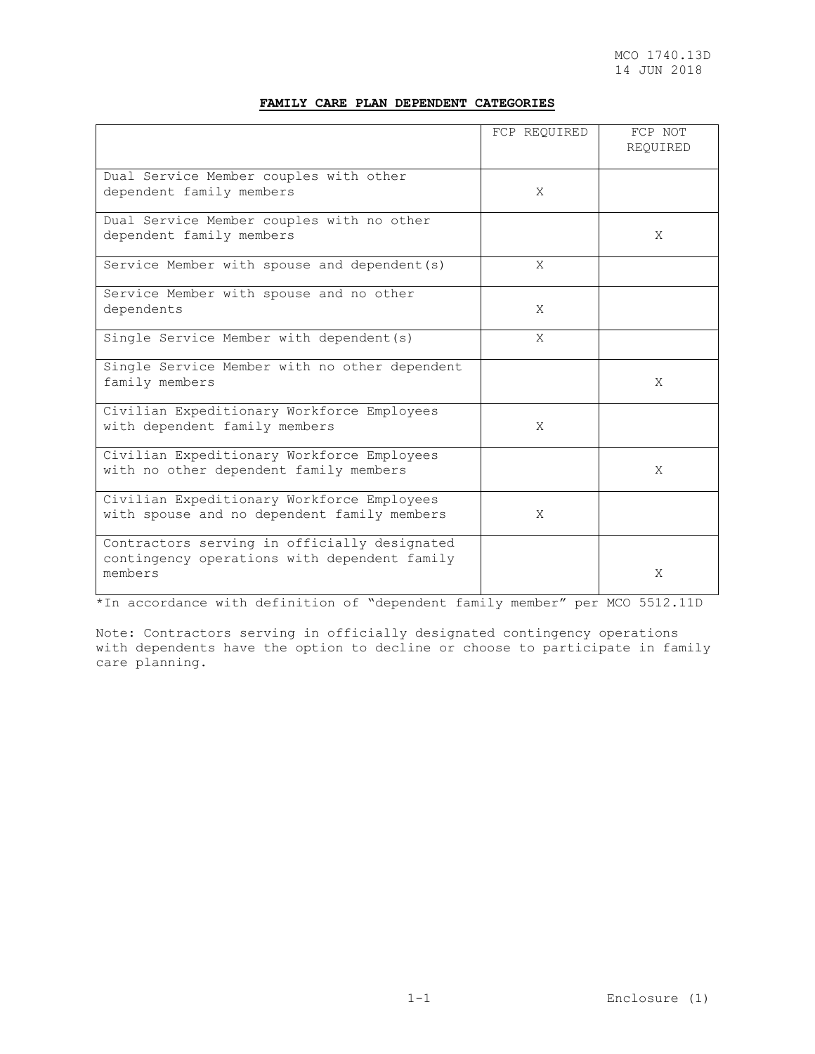**FAMILY CARE PLAN DEPENDENT CATEGORIES**

| | FCP REQUIRED | FCP NOT REQUIRED |
|---|---|---|
| Dual Service Member couples with other dependent family members | X | |
| Dual Service Member couples with no other dependent family members | | X |
| Service Member with spouse and dependent(s) | X | |
| Service Member with spouse and no other dependents | X | |
| Single Service Member with dependent(s) | X | |
| Single Service Member with no other dependent family members | | X |
| Civilian Expeditionary Workforce Employees with dependent family members | X | |
| Civilian Expeditionary Workforce Employees with no other dependent family members | | X |
| Civilian Expeditionary Workforce Employees with spouse and no dependent family members | X | |
| Contractors serving in officially designated contingency operations with dependent family members | | X |

*In accordance with definition of "dependent family member" per MCO 5512.11D

Note: Contractors serving in officially designated contingency operations with dependents have the option to decline or choose to participate in family care planning.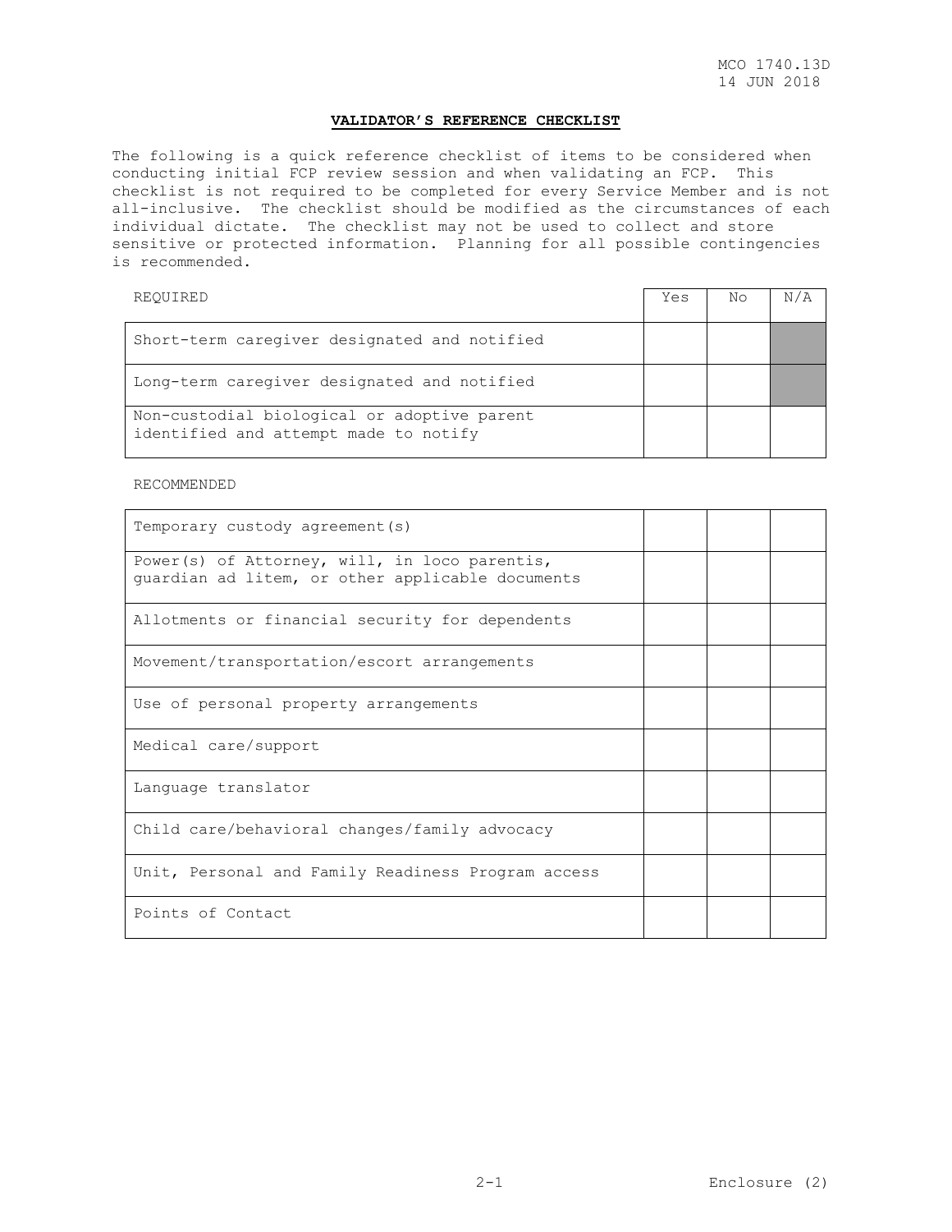**VALIDATOR'S REFERENCE CHECKLIST**

The following is a quick reference checklist of items to be considered when conducting initial FCP review session and when validating an FCP. This checklist is not required to be completed for every Service Member and is not all-inclusive. The checklist should be modified as the circumstances of each individual dictate. The checklist may not be used to collect and store sensitive or protected information. Planning for all possible contingencies is recommended.

| REQUIRED | Yes | No | N/A |
|---|---|---|---|
| Short-term caregiver designated and notified | | | |
| Long-term caregiver designated and notified | | | |
| Non-custodial biological or adoptive parent identified and attempt made to notify | | | |

RECOMMENDED

| | | | |
|---|---|---|---|
| Temporary custody agreement(s) | | | |
| Power(s) of Attorney, will, in loco parentis, guardian ad litem, or other applicable documents | | | |
| Allotments or financial security for dependents | | | |
| Movement/transportation/escort arrangements | | | |
| Use of personal property arrangements | | | |
| Medical care/support | | | |
| Language translator | | | |
| Child care/behavioral changes/family advocacy | | | |
| Unit, Personal and Family Readiness Program access | | | |
| Points of Contact | | | |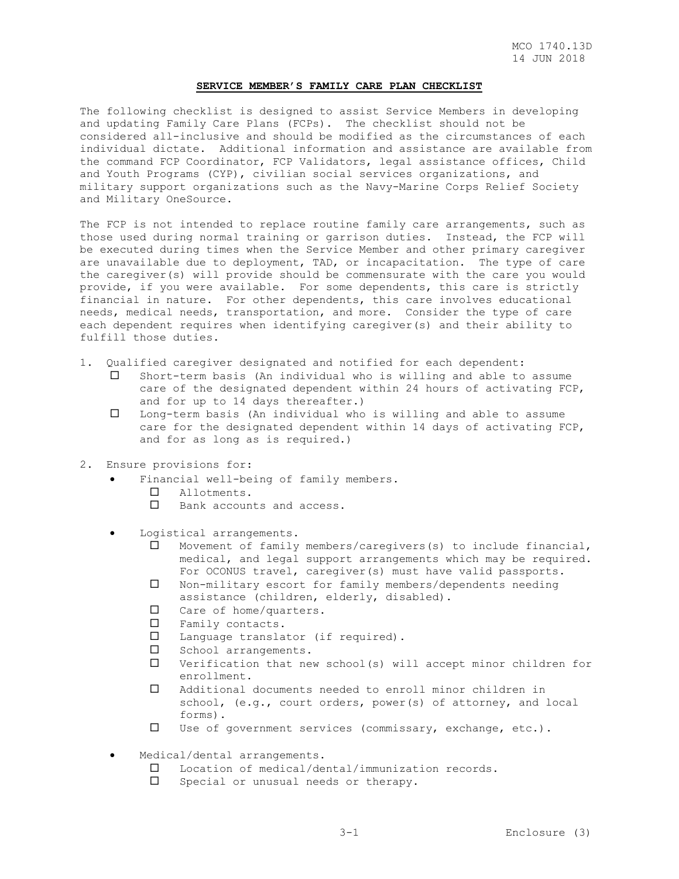## SERVICE MEMBER'S FAMILY CARE PLAN CHECKLIST

The following checklist is designed to assist Service Members in developing and updating Family Care Plans (FCPs). The checklist should not be considered all-inclusive and should be modified as the circumstances of each individual dictate. Additional information and assistance are available from the command FCP Coordinator, FCP Validators, legal assistance offices, Child and Youth Programs (CYP), civilian social services organizations, and military support organizations such as the Navy-Marine Corps Relief Society and Military OneSource.

The FCP is not intended to replace routine family care arrangements, such as those used during normal training or garrison duties. Instead, the FCP will be executed during times when the Service Member and other primary caregiver are unavailable due to deployment, TAD, or incapacitation. The type of care the caregiver(s) will provide should be commensurate with the care you would provide, if you were available. For some dependents, this care is strictly financial in nature. For other dependents, this care involves educational needs, medical needs, transportation, and more. Consider the type of care each dependent requires when identifying caregiver(s) and their ability to fulfill those duties.

1. Qualified caregiver designated and notified for each dependent:
   - ☐ Short-term basis (An individual who is willing and able to assume care of the designated dependent within 24 hours of activating FCP, and for up to 14 days thereafter.)
   - ☐ Long-term basis (An individual who is willing and able to assume care for the designated dependent within 14 days of activating FCP, and for as long as is required.)

2. Ensure provisions for:
   - Financial well-being of family members.
     - ☐ Allotments.
     - ☐ Bank accounts and access.
   - Logistical arrangements.
     - ☐ Movement of family members/caregivers(s) to include financial, medical, and legal support arrangements which may be required. For OCONUS travel, caregiver(s) must have valid passports.
     - ☐ Non-military escort for family members/dependents needing assistance (children, elderly, disabled).
     - ☐ Care of home/quarters.
     - ☐ Family contacts.
     - ☐ Language translator (if required).
     - ☐ School arrangements.
     - ☐ Verification that new school(s) will accept minor children for enrollment.
     - ☐ Additional documents needed to enroll minor children in school, (e.g., court orders, power(s) of attorney, and local forms).
     - ☐ Use of government services (commissary, exchange, etc.).
   - Medical/dental arrangements.
     - ☐ Location of medical/dental/immunization records.
     - ☐ Special or unusual needs or therapy.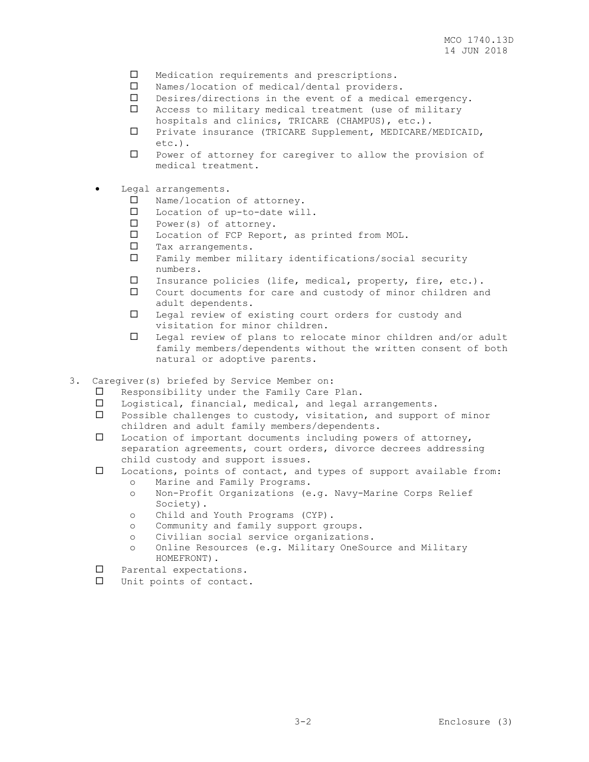- ☐ Medication requirements and prescriptions.
- ☐ Names/location of medical/dental providers.
- ☐ Desires/directions in the event of a medical emergency.
- ☐ Access to military medical treatment (use of military hospitals and clinics, TRICARE (CHAMPUS), etc.).
- ☐ Private insurance (TRICARE Supplement, MEDICARE/MEDICAID, etc.).
- ☐ Power of attorney for caregiver to allow the provision of medical treatment.

- Legal arrangements.
  - ☐ Name/location of attorney.
  - ☐ Location of up-to-date will.
  - ☐ Power(s) of attorney.
  - ☐ Location of FCP Report, as printed from MOL.
  - ☐ Tax arrangements.
  - ☐ Family member military identifications/social security numbers.
  - ☐ Insurance policies (life, medical, property, fire, etc.).
  - ☐ Court documents for care and custody of minor children and adult dependents.
  - ☐ Legal review of existing court orders for custody and visitation for minor children.
  - ☐ Legal review of plans to relocate minor children and/or adult family members/dependents without the written consent of both natural or adoptive parents.

3. Caregiver(s) briefed by Service Member on:
   - ☐ Responsibility under the Family Care Plan.
   - ☐ Logistical, financial, medical, and legal arrangements.
   - ☐ Possible challenges to custody, visitation, and support of minor children and adult family members/dependents.
   - ☐ Location of important documents including powers of attorney, separation agreements, court orders, divorce decrees addressing child custody and support issues.
   - ☐ Locations, points of contact, and types of support available from:
     - o Marine and Family Programs.
     - o Non-Profit Organizations (e.g. Navy-Marine Corps Relief Society).
     - o Child and Youth Programs (CYP).
     - o Community and family support groups.
     - o Civilian social service organizations.
     - o Online Resources (e.g. Military OneSource and Military HOMEFRONT).
   - ☐ Parental expectations.
   - ☐ Unit points of contact.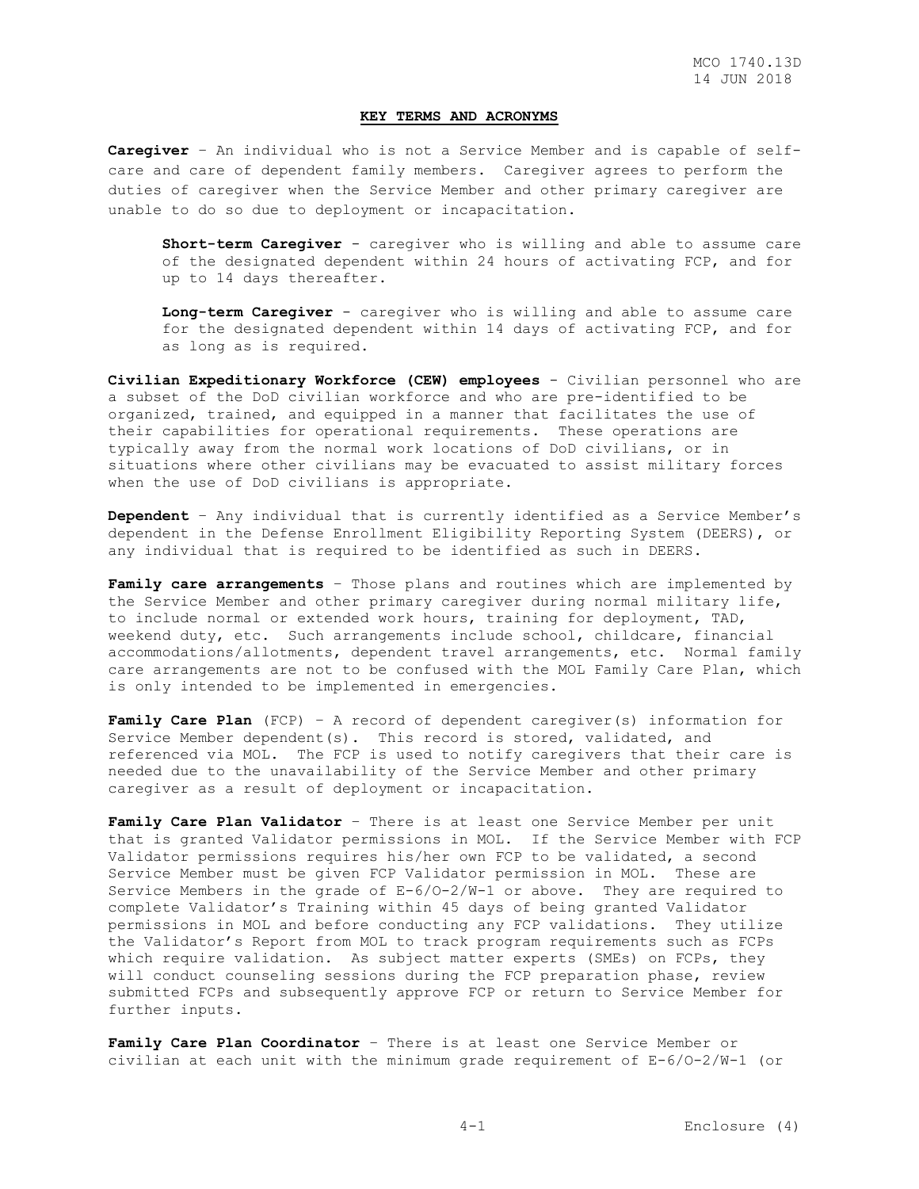**KEY TERMS AND ACRONYMS**

**Caregiver** – An individual who is not a Service Member and is capable of self-care and care of dependent family members. Caregiver agrees to perform the duties of caregiver when the Service Member and other primary caregiver are unable to do so due to deployment or incapacitation.

> **Short-term Caregiver** - caregiver who is willing and able to assume care of the designated dependent within 24 hours of activating FCP, and for up to 14 days thereafter.
>
> **Long-term Caregiver** - caregiver who is willing and able to assume care for the designated dependent within 14 days of activating FCP, and for as long as is required.

**Civilian Expeditionary Workforce (CEW) employees** - Civilian personnel who are a subset of the DoD civilian workforce and who are pre-identified to be organized, trained, and equipped in a manner that facilitates the use of their capabilities for operational requirements. These operations are typically away from the normal work locations of DoD civilians, or in situations where other civilians may be evacuated to assist military forces when the use of DoD civilians is appropriate.

**Dependent** – Any individual that is currently identified as a Service Member's dependent in the Defense Enrollment Eligibility Reporting System (DEERS), or any individual that is required to be identified as such in DEERS.

**Family care arrangements** – Those plans and routines which are implemented by the Service Member and other primary caregiver during normal military life, to include normal or extended work hours, training for deployment, TAD, weekend duty, etc. Such arrangements include school, childcare, financial accommodations/allotments, dependent travel arrangements, etc. Normal family care arrangements are not to be confused with the MOL Family Care Plan, which is only intended to be implemented in emergencies.

**Family Care Plan** (FCP) – A record of dependent caregiver(s) information for Service Member dependent(s). This record is stored, validated, and referenced via MOL. The FCP is used to notify caregivers that their care is needed due to the unavailability of the Service Member and other primary caregiver as a result of deployment or incapacitation.

**Family Care Plan Validator** – There is at least one Service Member per unit that is granted Validator permissions in MOL. If the Service Member with FCP Validator permissions requires his/her own FCP to be validated, a second Service Member must be given FCP Validator permission in MOL. These are Service Members in the grade of E-6/O-2/W-1 or above. They are required to complete Validator's Training within 45 days of being granted Validator permissions in MOL and before conducting any FCP validations. They utilize the Validator's Report from MOL to track program requirements such as FCPs which require validation. As subject matter experts (SMEs) on FCPs, they will conduct counseling sessions during the FCP preparation phase, review submitted FCPs and subsequently approve FCP or return to Service Member for further inputs.

**Family Care Plan Coordinator** – There is at least one Service Member or civilian at each unit with the minimum grade requirement of E-6/O-2/W-1 (or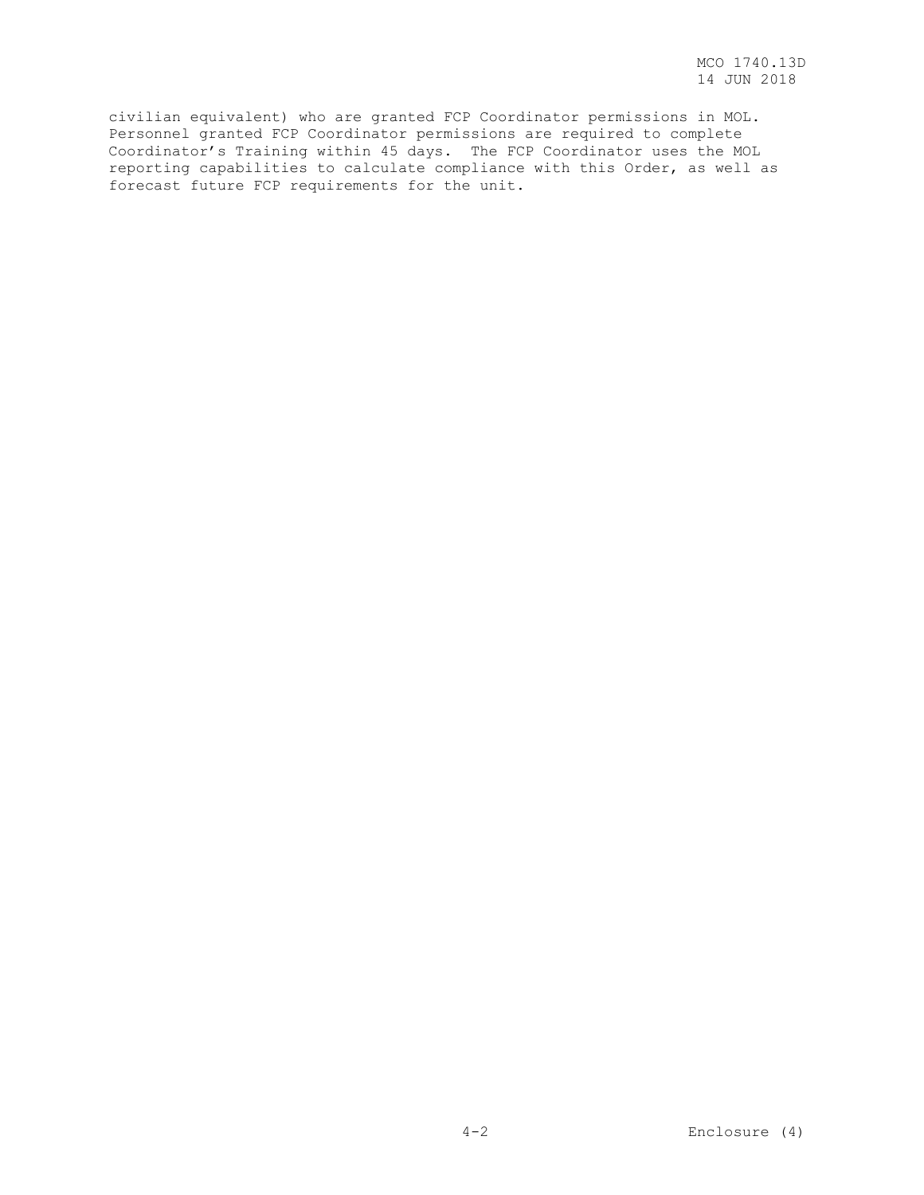civilian equivalent) who are granted FCP Coordinator permissions in MOL. Personnel granted FCP Coordinator permissions are required to complete Coordinator's Training within 45 days. The FCP Coordinator uses the MOL reporting capabilities to calculate compliance with this Order, as well as forecast future FCP requirements for the unit.